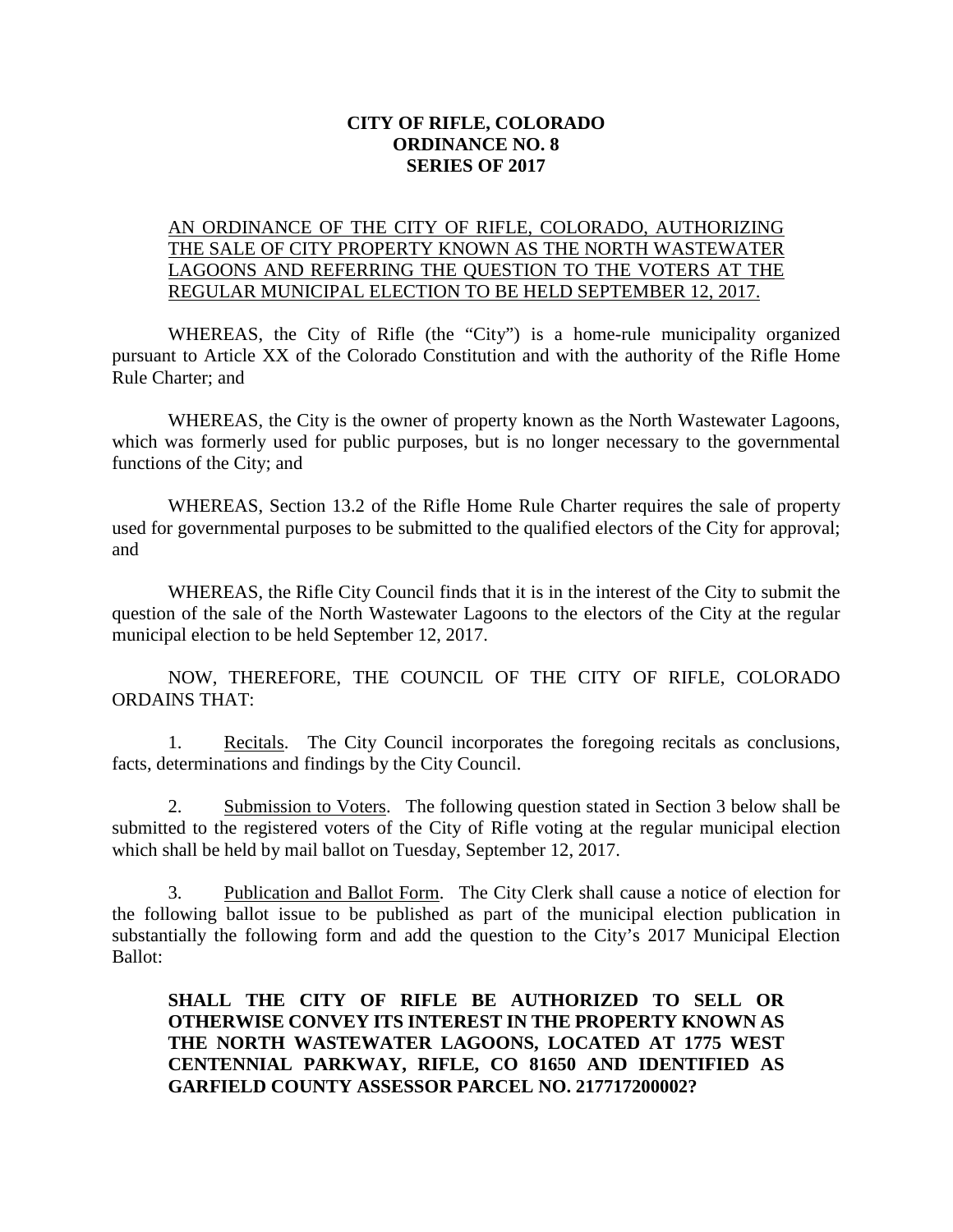**CITY OF RIFLE, COLORADO**
**ORDINANCE NO. 8**
**SERIES OF 2017**

AN ORDINANCE OF THE CITY OF RIFLE, COLORADO, AUTHORIZING THE SALE OF CITY PROPERTY KNOWN AS THE NORTH WASTEWATER LAGOONS AND REFERRING THE QUESTION TO THE VOTERS AT THE REGULAR MUNICIPAL ELECTION TO BE HELD SEPTEMBER 12, 2017.

WHEREAS, the City of Rifle (the "City") is a home-rule municipality organized pursuant to Article XX of the Colorado Constitution and with the authority of the Rifle Home Rule Charter; and

WHEREAS, the City is the owner of property known as the North Wastewater Lagoons, which was formerly used for public purposes, but is no longer necessary to the governmental functions of the City; and

WHEREAS, Section 13.2 of the Rifle Home Rule Charter requires the sale of property used for governmental purposes to be submitted to the qualified electors of the City for approval; and

WHEREAS, the Rifle City Council finds that it is in the interest of the City to submit the question of the sale of the North Wastewater Lagoons to the electors of the City at the regular municipal election to be held September 12, 2017.

NOW, THEREFORE, THE COUNCIL OF THE CITY OF RIFLE, COLORADO ORDAINS THAT:

1. Recitals. The City Council incorporates the foregoing recitals as conclusions, facts, determinations and findings by the City Council.

2. Submission to Voters. The following question stated in Section 3 below shall be submitted to the registered voters of the City of Rifle voting at the regular municipal election which shall be held by mail ballot on Tuesday, September 12, 2017.

3. Publication and Ballot Form. The City Clerk shall cause a notice of election for the following ballot issue to be published as part of the municipal election publication in substantially the following form and add the question to the City's 2017 Municipal Election Ballot:

**SHALL THE CITY OF RIFLE BE AUTHORIZED TO SELL OR OTHERWISE CONVEY ITS INTEREST IN THE PROPERTY KNOWN AS THE NORTH WASTEWATER LAGOONS, LOCATED AT 1775 WEST CENTENNIAL PARKWAY, RIFLE, CO 81650 AND IDENTIFIED AS GARFIELD COUNTY ASSESSOR PARCEL NO. 217717200002?**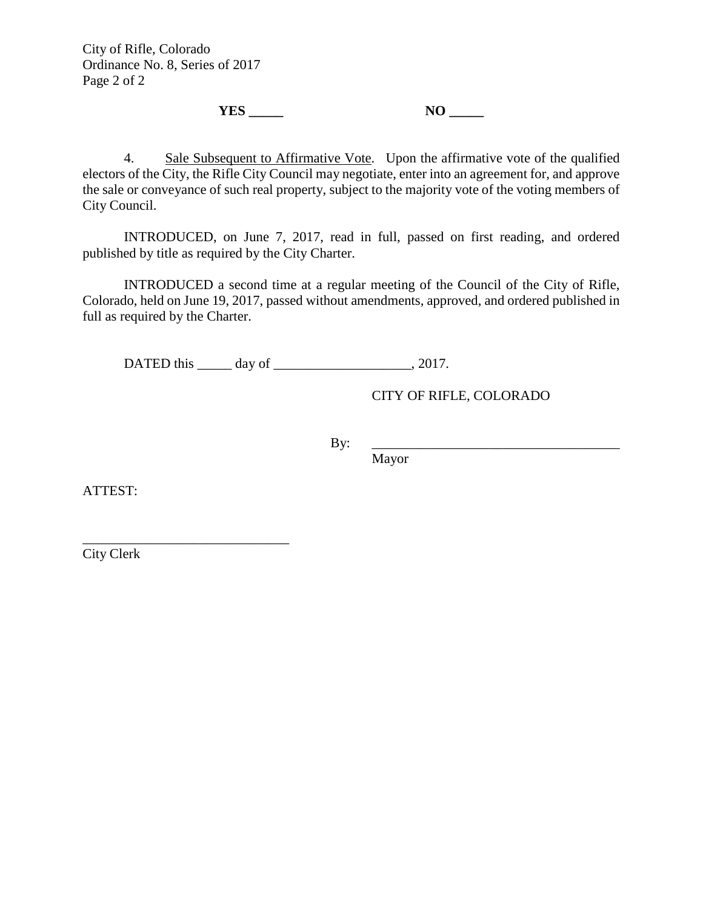**YES _____** **NO _____**

4. Sale Subsequent to Affirmative Vote. Upon the affirmative vote of the qualified electors of the City, the Rifle City Council may negotiate, enter into an agreement for, and approve the sale or conveyance of such real property, subject to the majority vote of the voting members of City Council.

INTRODUCED, on June 7, 2017, read in full, passed on first reading, and ordered published by title as required by the City Charter.

INTRODUCED a second time at a regular meeting of the Council of the City of Rifle, Colorado, held on June 19, 2017, passed without amendments, approved, and ordered published in full as required by the Charter.

DATED this _____ day of ____________________, 2017.

CITY OF RIFLE, COLORADO

By: ____________________________________
Mayor

ATTEST:

______________________________
City Clerk